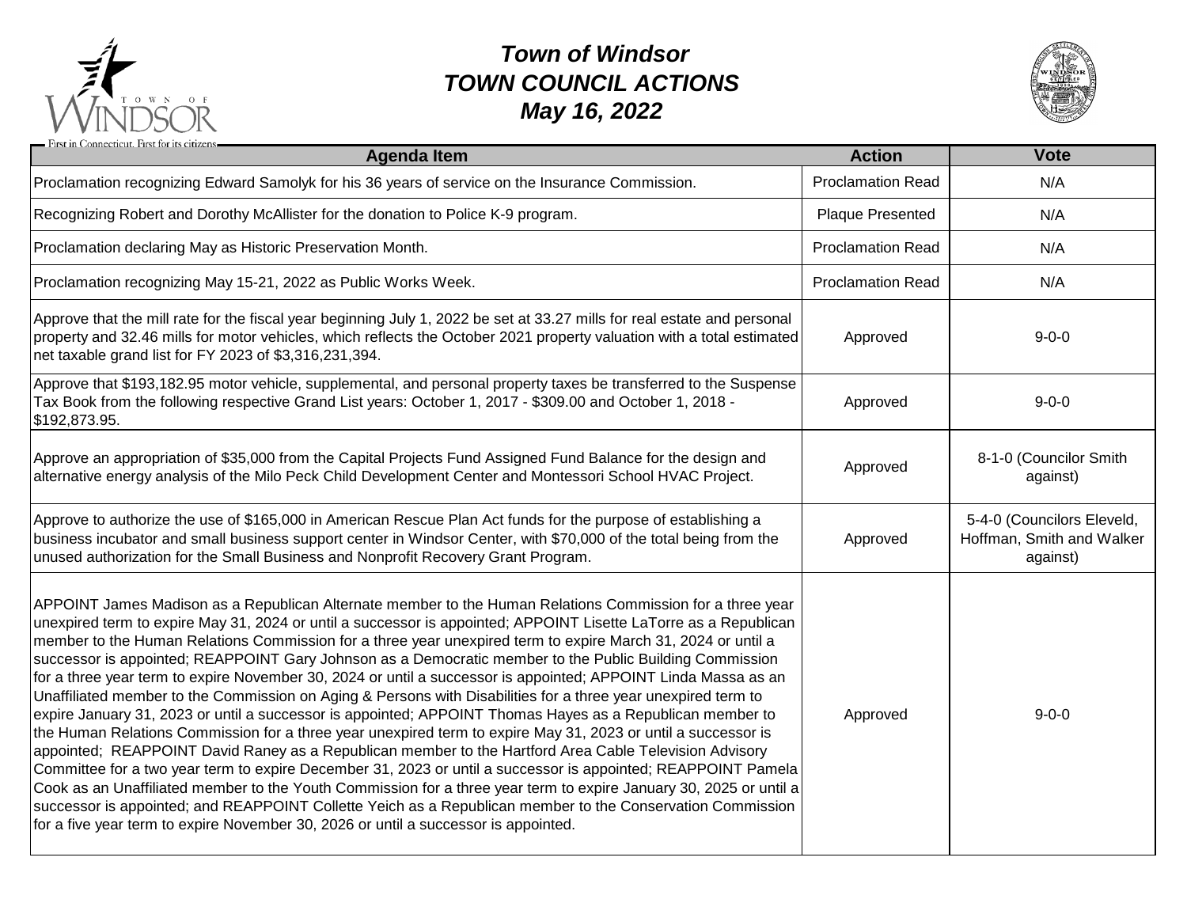# *Town of Windsor*
# *TOWN COUNCIL ACTIONS*
# *May 16, 2022*

First in Connecticut. First for its citizens

| Agenda Item | Action | Vote |
|---|---|---|
| Proclamation recognizing Edward Samolyk for his 36 years of service on the Insurance Commission. | Proclamation Read | N/A |
| Recognizing Robert and Dorothy McAllister for the donation to Police K-9 program. | Plaque Presented | N/A |
| Proclamation declaring May as Historic Preservation Month. | Proclamation Read | N/A |
| Proclamation recognizing May 15-21, 2022 as Public Works Week. | Proclamation Read | N/A |
| Approve that the mill rate for the fiscal year beginning July 1, 2022 be set at 33.27 mills for real estate and personal property and 32.46 mills for motor vehicles, which reflects the October 2021 property valuation with a total estimated net taxable grand list for FY 2023 of $3,316,231,394. | Approved | 9-0-0 |
| Approve that $193,182.95 motor vehicle, supplemental, and personal property taxes be transferred to the Suspense Tax Book from the following respective Grand List years: October 1, 2017 - $309.00 and October 1, 2018 - $192,873.95. | Approved | 9-0-0 |
| Approve an appropriation of $35,000 from the Capital Projects Fund Assigned Fund Balance for the design and alternative energy analysis of the Milo Peck Child Development Center and Montessori School HVAC Project. | Approved | 8-1-0 (Councilor Smith against) |
| Approve to authorize the use of $165,000 in American Rescue Plan Act funds for the purpose of establishing a business incubator and small business support center in Windsor Center, with $70,000 of the total being from the unused authorization for the Small Business and Nonprofit Recovery Grant Program. | Approved | 5-4-0 (Councilors Eleveld, Hoffman, Smith and Walker against) |
| APPOINT James Madison as a Republican Alternate member to the Human Relations Commission for a three year unexpired term to expire May 31, 2024 or until a successor is appointed; APPOINT Lisette LaTorre as a Republican member to the Human Relations Commission for a three year unexpired term to expire March 31, 2024 or until a successor is appointed; REAPPOINT Gary Johnson as a Democratic member to the Public Building Commission for a three year term to expire November 30, 2024 or until a successor is appointed; APPOINT Linda Massa as an Unaffiliated member to the Commission on Aging & Persons with Disabilities for a three year unexpired term to expire January 31, 2023 or until a successor is appointed; APPOINT Thomas Hayes as a Republican member to the Human Relations Commission for a three year unexpired term to expire May 31, 2023 or until a successor is appointed; REAPPOINT David Raney as a Republican member to the Hartford Area Cable Television Advisory Committee for a two year term to expire December 31, 2023 or until a successor is appointed; REAPPOINT Pamela Cook as an Unaffiliated member to the Youth Commission for a three year term to expire January 30, 2025 or until a successor is appointed; and REAPPOINT Collette Yeich as a Republican member to the Conservation Commission for a five year term to expire November 30, 2026 or until a successor is appointed. | Approved | 9-0-0 |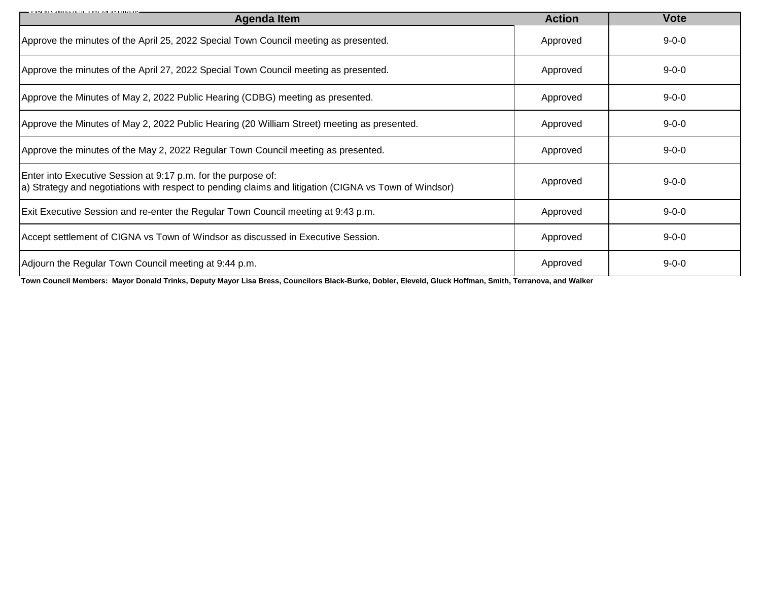| Agenda Item | Action | Vote |
|---|---|---|
| Approve the minutes of the April 25, 2022 Special Town Council meeting as presented. | Approved | 9-0-0 |
| Approve the minutes of the April 27, 2022 Special Town Council meeting as presented. | Approved | 9-0-0 |
| Approve the Minutes of May 2, 2022 Public Hearing (CDBG) meeting as presented. | Approved | 9-0-0 |
| Approve the Minutes of May 2, 2022 Public Hearing (20 William Street) meeting as presented. | Approved | 9-0-0 |
| Approve the minutes of the May 2, 2022 Regular Town Council meeting as presented. | Approved | 9-0-0 |
| Enter into Executive Session at 9:17 p.m. for the purpose of:<br>a) Strategy and negotiations with respect to pending claims and litigation (CIGNA vs Town of Windsor) | Approved | 9-0-0 |
| Exit Executive Session and re-enter the Regular Town Council meeting at 9:43 p.m. | Approved | 9-0-0 |
| Accept settlement of CIGNA vs Town of Windsor as discussed in Executive Session. | Approved | 9-0-0 |
| Adjourn the Regular Town Council meeting at 9:44 p.m. | Approved | 9-0-0 |

**Town Council Members: Mayor Donald Trinks, Deputy Mayor Lisa Bress, Councilors Black-Burke, Dobler, Eleveld, Gluck Hoffman, Smith, Terranova, and Walker**